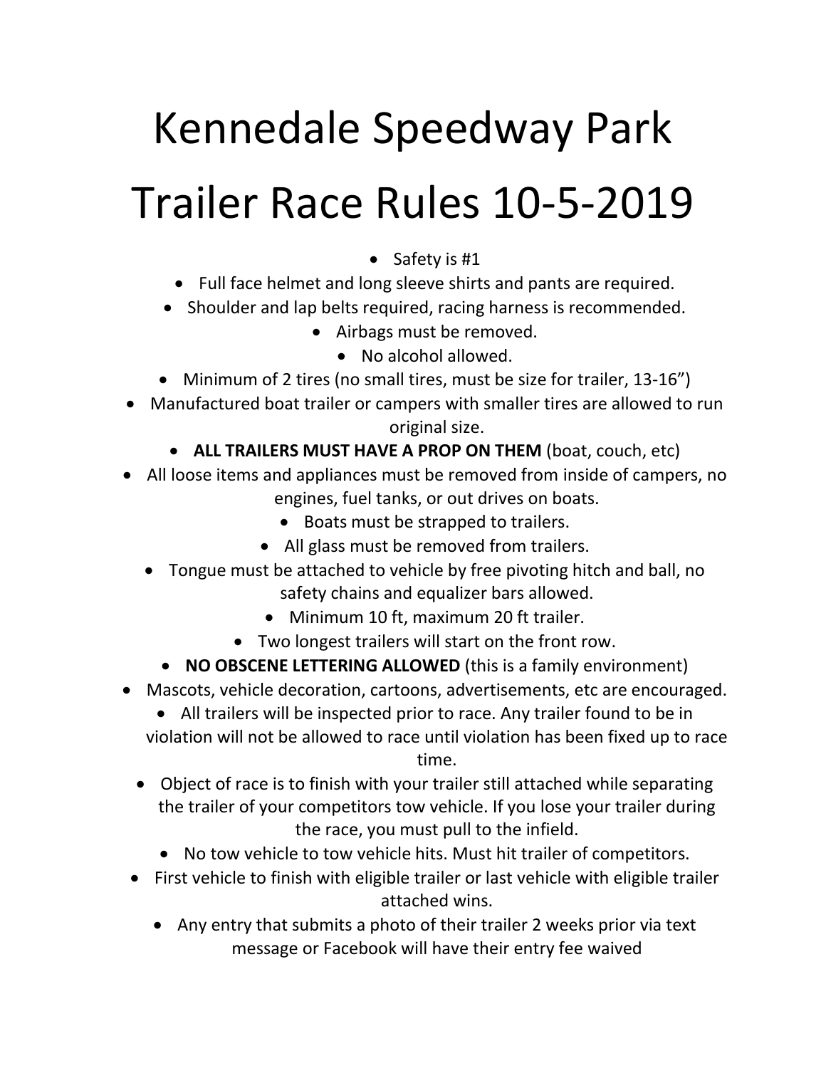# Kennedale Speedway Park

# Trailer Race Rules 10-5-2019

- Safety is #1
- Full face helmet and long sleeve shirts and pants are required.
- Shoulder and lap belts required, racing harness is recommended.
- Airbags must be removed.
- No alcohol allowed.
- Minimum of 2 tires (no small tires, must be size for trailer, 13-16")
- Manufactured boat trailer or campers with smaller tires are allowed to run original size.
- **ALL TRAILERS MUST HAVE A PROP ON THEM** (boat, couch, etc)
- All loose items and appliances must be removed from inside of campers, no engines, fuel tanks, or out drives on boats.
- Boats must be strapped to trailers.
- All glass must be removed from trailers.
- Tongue must be attached to vehicle by free pivoting hitch and ball, no safety chains and equalizer bars allowed.
- Minimum 10 ft, maximum 20 ft trailer.
- Two longest trailers will start on the front row.
- **NO OBSCENE LETTERING ALLOWED** (this is a family environment)
- Mascots, vehicle decoration, cartoons, advertisements, etc are encouraged.
- All trailers will be inspected prior to race. Any trailer found to be in violation will not be allowed to race until violation has been fixed up to race time.
- Object of race is to finish with your trailer still attached while separating the trailer of your competitors tow vehicle. If you lose your trailer during the race, you must pull to the infield.
- No tow vehicle to tow vehicle hits. Must hit trailer of competitors.
- First vehicle to finish with eligible trailer or last vehicle with eligible trailer attached wins.
- Any entry that submits a photo of their trailer 2 weeks prior via text message or Facebook will have their entry fee waived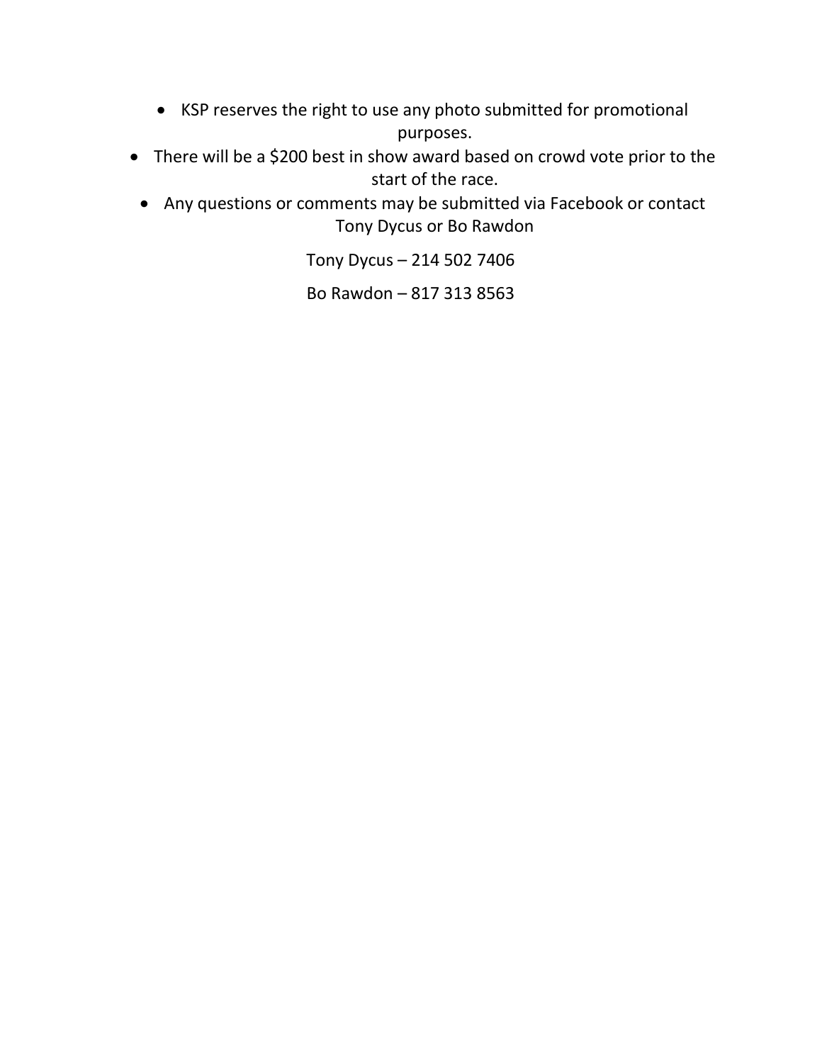- KSP reserves the right to use any photo submitted for promotional purposes.
- There will be a $200 best in show award based on crowd vote prior to the start of the race.
- Any questions or comments may be submitted via Facebook or contact Tony Dycus or Bo Rawdon

Tony Dycus – 214 502 7406

Bo Rawdon – 817 313 8563